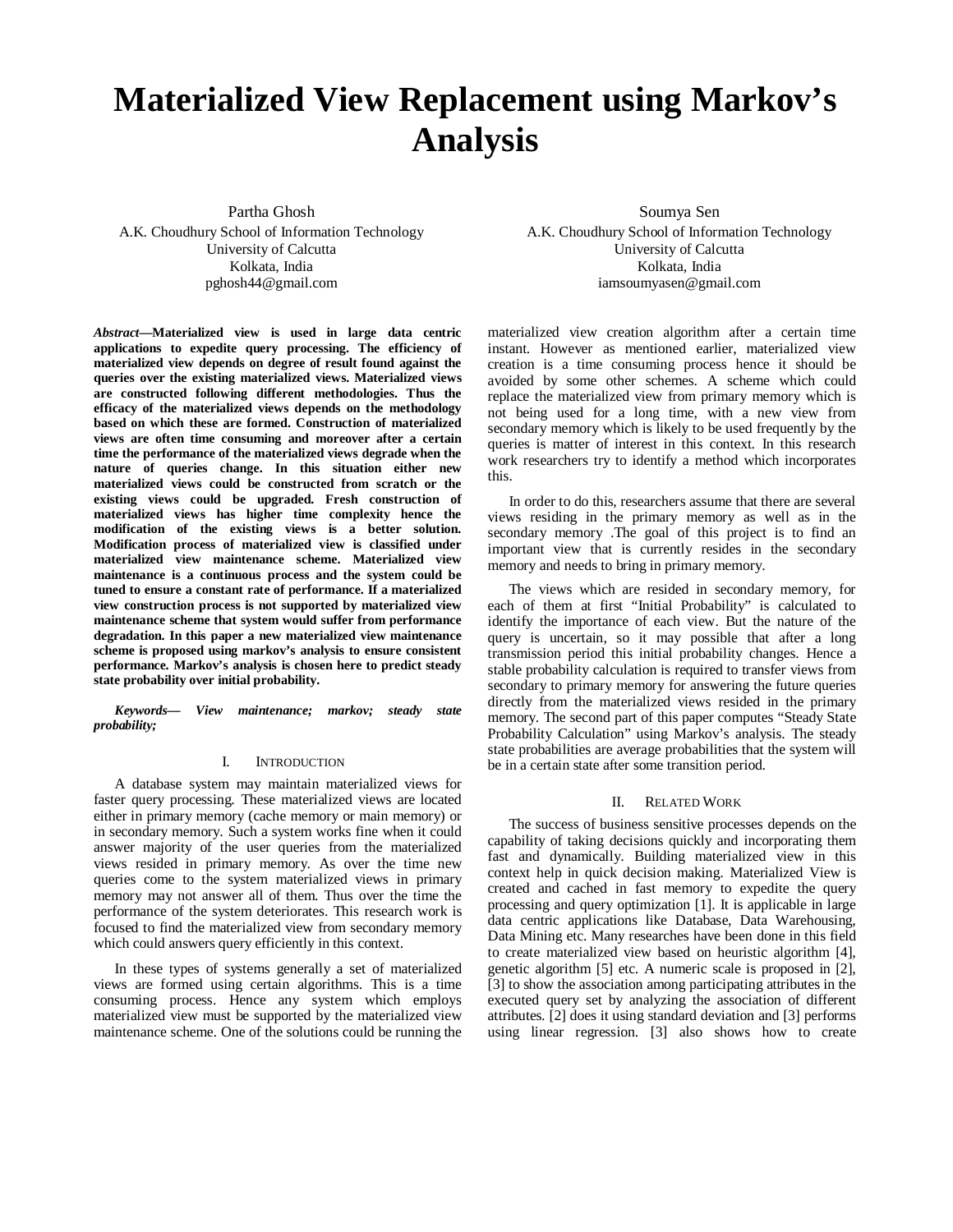# Materialized View Replacement using Markov's Analysis

Partha Ghosh
A.K. Choudhury School of Information Technology
University of Calcutta
Kolkata, India
pghosh44@gmail.com

Soumya Sen
A.K. Choudhury School of Information Technology
University of Calcutta
Kolkata, India
iamsoumyasen@gmail.com

***Abstract*—Materialized view is used in large data centric applications to expedite query processing. The efficiency of materialized view depends on degree of result found against the queries over the existing materialized views. Materialized views are constructed following different methodologies. Thus the efficacy of the materialized views depends on the methodology based on which these are formed. Construction of materialized views are often time consuming and moreover after a certain time the performance of the materialized views degrade when the nature of queries change. In this situation either new materialized views could be constructed from scratch or the existing views could be upgraded. Fresh construction of materialized views has higher time complexity hence the modification of the existing views is a better solution. Modification process of materialized view is classified under materialized view maintenance scheme. Materialized view maintenance is a continuous process and the system could be tuned to ensure a constant rate of performance. If a materialized view construction process is not supported by materialized view maintenance scheme that system would suffer from performance degradation. In this paper a new materialized view maintenance scheme is proposed using markov's analysis to ensure consistent performance. Markov's analysis is chosen here to predict steady state probability over initial probability.**

***Keywords— View maintenance; markov; steady state probability;***

## I. Introduction

A database system may maintain materialized views for faster query processing. These materialized views are located either in primary memory (cache memory or main memory) or in secondary memory. Such a system works fine when it could answer majority of the user queries from the materialized views resided in primary memory. As over the time new queries come to the system materialized views in primary memory may not answer all of them. Thus over the time the performance of the system deteriorates. This research work is focused to find the materialized view from secondary memory which could answers query efficiently in this context.

In these types of systems generally a set of materialized views are formed using certain algorithms. This is a time consuming process. Hence any system which employs materialized view must be supported by the materialized view maintenance scheme. One of the solutions could be running the materialized view creation algorithm after a certain time instant. However as mentioned earlier, materialized view creation is a time consuming process hence it should be avoided by some other schemes. A scheme which could replace the materialized view from primary memory which is not being used for a long time, with a new view from secondary memory which is likely to be used frequently by the queries is matter of interest in this context. In this research work researchers try to identify a method which incorporates this.

In order to do this, researchers assume that there are several views residing in the primary memory as well as in the secondary memory .The goal of this project is to find an important view that is currently resides in the secondary memory and needs to bring in primary memory.

The views which are resided in secondary memory, for each of them at first "Initial Probability" is calculated to identify the importance of each view. But the nature of the query is uncertain, so it may possible that after a long transmission period this initial probability changes. Hence a stable probability calculation is required to transfer views from secondary to primary memory for answering the future queries directly from the materialized views resided in the primary memory. The second part of this paper computes "Steady State Probability Calculation" using Markov's analysis. The steady state probabilities are average probabilities that the system will be in a certain state after some transition period.

## II. Related Work

The success of business sensitive processes depends on the capability of taking decisions quickly and incorporating them fast and dynamically. Building materialized view in this context help in quick decision making. Materialized View is created and cached in fast memory to expedite the query processing and query optimization [1]. It is applicable in large data centric applications like Database, Data Warehousing, Data Mining etc. Many researches have been done in this field to create materialized view based on heuristic algorithm [4], genetic algorithm [5] etc. A numeric scale is proposed in [2], [3] to show the association among participating attributes in the executed query set by analyzing the association of different attributes. [2] does it using standard deviation and [3] performs using linear regression. [3] also shows how to create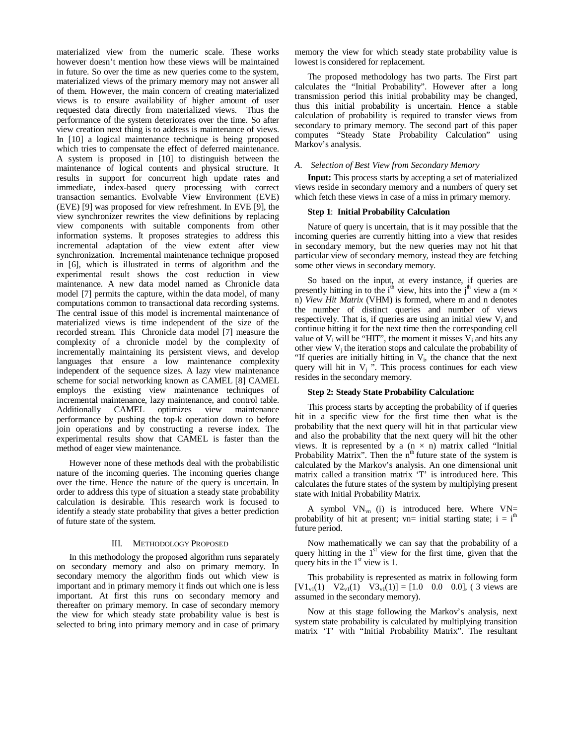materialized view from the numeric scale. These works however doesn't mention how these views will be maintained in future. So over the time as new queries come to the system, materialized views of the primary memory may not answer all of them. However, the main concern of creating materialized views is to ensure availability of higher amount of user requested data directly from materialized views. Thus the performance of the system deteriorates over the time. So after view creation next thing is to address is maintenance of views. In [10] a logical maintenance technique is being proposed which tries to compensate the effect of deferred maintenance. A system is proposed in [10] to distinguish between the maintenance of logical contents and physical structure. It results in support for concurrent high update rates and immediate, index-based query processing with correct transaction semantics. Evolvable View Environment (EVE) (EVE) [9] was proposed for view refreshment. In EVE [9], the view synchronizer rewrites the view definitions by replacing view components with suitable components from other information systems. It proposes strategies to address this incremental adaptation of the view extent after view synchronization. Incremental maintenance technique proposed in [6], which is illustrated in terms of algorithm and the experimental result shows the cost reduction in view maintenance. A new data model named as Chronicle data model [7] permits the capture, within the data model, of many computations common to transactional data recording systems. The central issue of this model is incremental maintenance of materialized views is time independent of the size of the recorded stream. This Chronicle data model [7] measure the complexity of a chronicle model by the complexity of incrementally maintaining its persistent views, and develop languages that ensure a low maintenance complexity independent of the sequence sizes. A lazy view maintenance scheme for social networking known as CAMEL [8] CAMEL employs the existing view maintenance techniques of incremental maintenance, lazy maintenance, and control table. Additionally CAMEL optimizes view maintenance performance by pushing the top-k operation down to before join operations and by constructing a reverse index. The experimental results show that CAMEL is faster than the method of eager view maintenance.

However none of these methods deal with the probabilistic nature of the incoming queries. The incoming queries change over the time. Hence the nature of the query is uncertain. In order to address this type of situation a steady state probability calculation is desirable. This research work is focused to identify a steady state probability that gives a better prediction of future state of the system.

## III. Methodology Proposed

In this methodology the proposed algorithm runs separately on secondary memory and also on primary memory. In secondary memory the algorithm finds out which view is important and in primary memory it finds out which one is less important. At first this runs on secondary memory and thereafter on primary memory. In case of secondary memory the view for which steady state probability value is best is selected to bring into primary memory and in case of primary memory the view for which steady state probability value is lowest is considered for replacement.

The proposed methodology has two parts. The First part calculates the "Initial Probability". However after a long transmission period this initial probability may be changed, thus this initial probability is uncertain. Hence a stable calculation of probability is required to transfer views from secondary to primary memory. The second part of this paper computes "Steady State Probability Calculation" using Markov's analysis.

### *A. Selection of Best View from Secondary Memory*

**Input:** This process starts by accepting a set of materialized views reside in secondary memory and a numbers of query set which fetch these views in case of a miss in primary memory.

**Step 1**: **Initial Probability Calculation**

Nature of query is uncertain, that is it may possible that the incoming queries are currently hitting into a view that resides in secondary memory, but the new queries may not hit that particular view of secondary memory, instead they are fetching some other views in secondary memory.

So based on the input, at every instance, if queries are presently hitting in to the $i^{th}$ view, hits into the $j^{th}$ view a ($m \times n$) *View Hit Matrix* (VHM) is formed, where m and n denotes the number of distinct queries and number of views respectively. That is, if queries are using an initial view $V_i$ and continue hitting it for the next time then the corresponding cell value of $V_i$ will be "HIT", the moment it misses $V_i$ and hits any other view $V_j$ the iteration stops and calculate the probability of "If queries are initially hitting in $V_i$, the chance that the next query will hit in $V_j$ ". This process continues for each view resides in the secondary memory.

**Step 2: Steady State Probability Calculation:**

This process starts by accepting the probability of if queries hit in a specific view for the first time then what is the probability that the next query will hit in that particular view and also the probability that the next query will hit the other views. It is represented by a ($n \times n$) matrix called "Initial Probability Matrix". Then the $n^{th}$ future state of the system is calculated by the Markov's analysis. An one dimensional unit matrix called a transition matrix 'T' is introduced here. This calculates the future states of the system by multiplying present state with Initial Probability Matrix.

A symbol $VN_{vn}$ (i) is introduced here. Where VN= probability of hit at present; vn= initial starting state; i = $i^{th}$ future period.

Now mathematically we can say that the probability of a query hitting in the $1^{st}$ view for the first time, given that the query hits in the $1^{st}$ view is 1.

This probability is represented as matrix in following form $[V1_{v1}(1) \quad V2_{v1}(1) \quad V3_{v1}(1)] = [1.0 \quad 0.0 \quad 0.0]$, ( 3 views are assumed in the secondary memory).

Now at this stage following the Markov's analysis, next system state probability is calculated by multiplying transition matrix 'T' with "Initial Probability Matrix". The resultant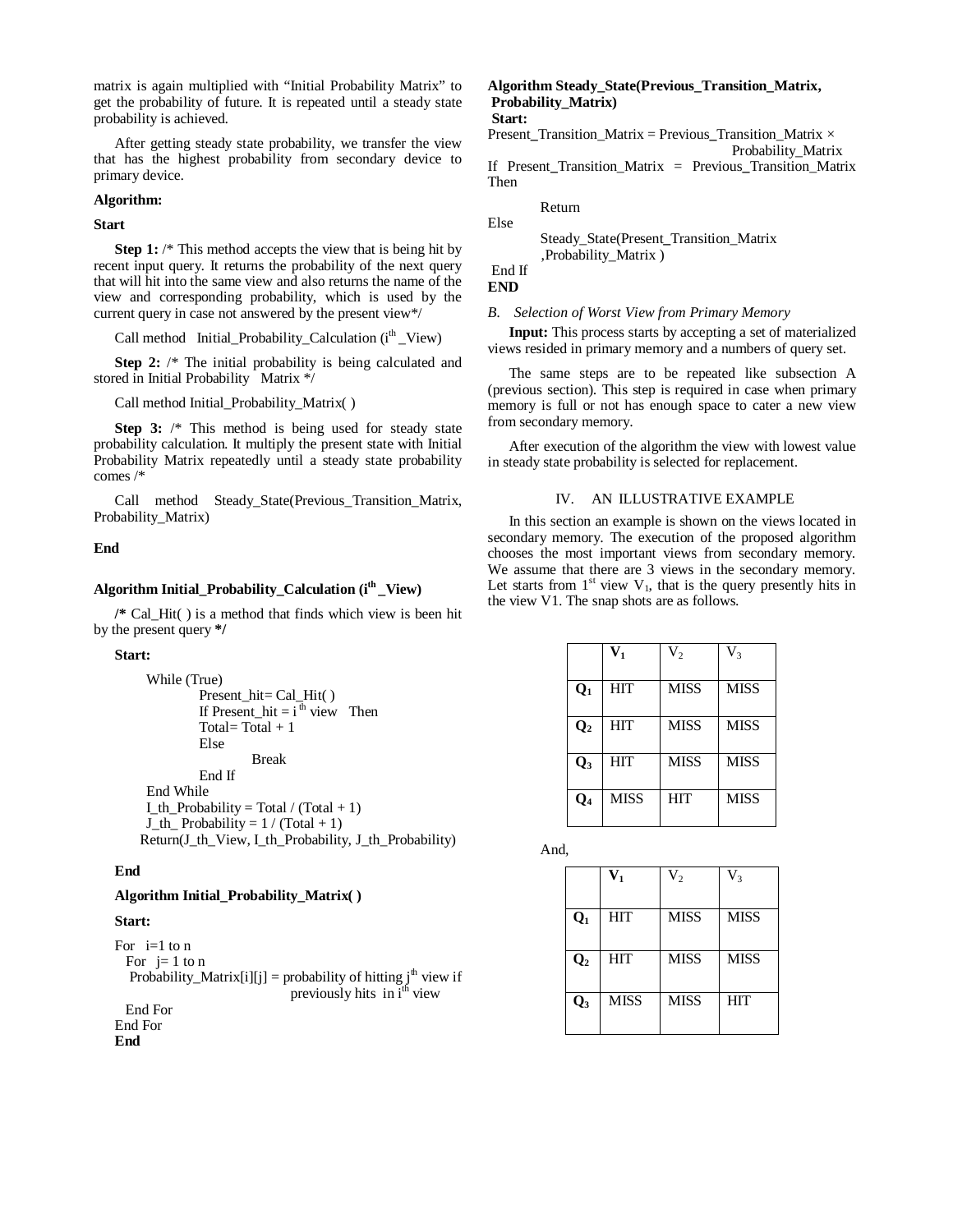matrix is again multiplied with “Initial Probability Matrix” to get the probability of future. It is repeated until a steady state probability is achieved.

After getting steady state probability, we transfer the view that has the highest probability from secondary device to primary device.

**Algorithm:**

**Start**

**Step 1:** /* This method accepts the view that is being hit by recent input query. It returns the probability of the next query that will hit into the same view and also returns the name of the view and corresponding probability, which is used by the current query in case not answered by the present view*/

Call method Initial_Probability_Calculation ($i^{th}$ _View)

**Step 2:** /* The initial probability is being calculated and stored in Initial Probability Matrix */

Call method Initial_Probability_Matrix( )

**Step 3:** /* This method is being used for steady state probability calculation. It multiply the present state with Initial Probability Matrix repeatedly until a steady state probability comes /*

Call method Steady_State(Previous_Transition_Matrix, Probability_Matrix)

**End**

**Algorithm Initial_Probability_Calculation ($i^{th}$ _View)**

**/*** Cal_Hit( ) is a method that finds which view is been hit by the present query ***/**

**Start:**

```
While (True)
        Present_hit= Cal_Hit( )
        If Present_hit = i th view   Then
        Total= Total + 1
        Else
                Break
        End If
End While
I_th_Probability = Total / (Total + 1)
J_th_ Probability = 1 / (Total + 1)
Return(J_th_View, I_th_Probability, J_th_Probability)
```

**End**

**Algorithm Initial_Probability_Matrix( )**

**Start:**

```
For  i=1 to n
  For  j= 1 to n
   Probability_Matrix[i][j] = probability of hitting jth view if
                              previously hits in ith view
  End For
End For
```

**End**

**Algorithm Steady_State(Previous_Transition_Matrix, Probability_Matrix)**

**Start:**

```
Present_Transition_Matrix = Previous_Transition_Matrix ×
                                          Probability_Matrix
If Present_Transition_Matrix = Previous_Transition_Matrix
Then
        Return
Else
        Steady_State(Present_Transition_Matrix
        ,Probability_Matrix )
End If
```

**END**

*B. Selection of Worst View from Primary Memory*

**Input:** This process starts by accepting a set of materialized views resided in primary memory and a numbers of query set.

The same steps are to be repeated like subsection A (previous section). This step is required in case when primary memory is full or not has enough space to cater a new view from secondary memory.

After execution of the algorithm the view with lowest value in steady state probability is selected for replacement.

## IV. AN ILLUSTRATIVE EXAMPLE

In this section an example is shown on the views located in secondary memory. The execution of the proposed algorithm chooses the most important views from secondary memory. We assume that there are 3 views in the secondary memory. Let starts from 1st view $V_1$, that is the query presently hits in the view V1. The snap shots are as follows.

| | $V_1$ | $V_2$ | $V_3$ |
|---|---|---|---|
| $Q_1$ | HIT | MISS | MISS |
| $Q_2$ | HIT | MISS | MISS |
| $Q_3$ | HIT | MISS | MISS |
| $Q_4$ | MISS | HIT | MISS |

And,

| | $V_1$ | $V_2$ | $V_3$ |
|---|---|---|---|
| $Q_1$ | HIT | MISS | MISS |
| $Q_2$ | HIT | MISS | MISS |
| $Q_3$ | MISS | MISS | HIT |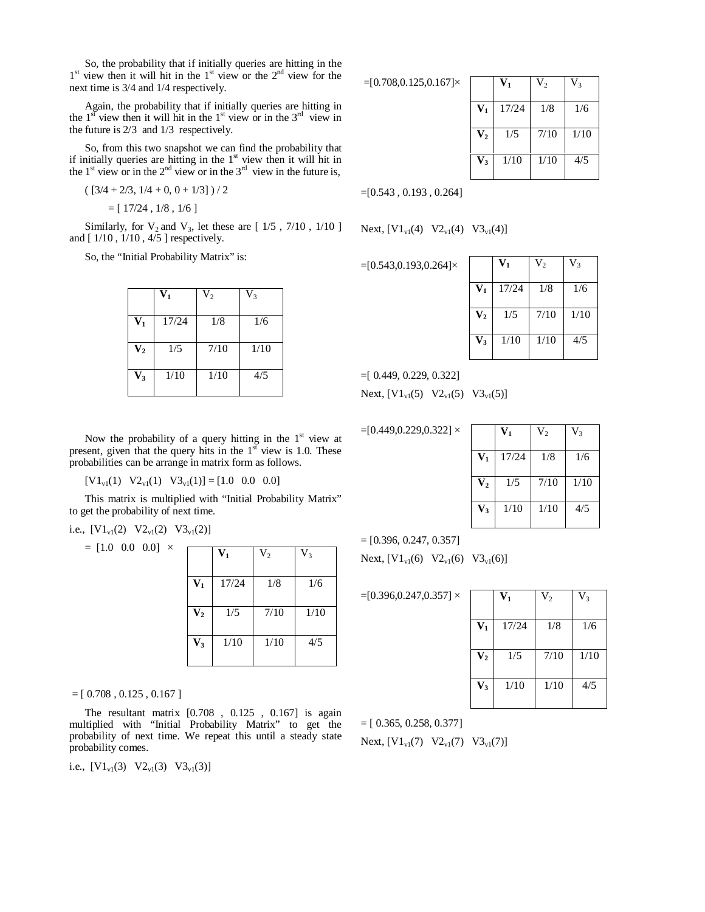So, the probability that if initially queries are hitting in the 1st view then it will hit in the 1st view or the 2nd view for the next time is 3/4 and 1/4 respectively.

Again, the probability that if initially queries are hitting in the 1st view then it will hit in the 1st view or in the 3rd view in the future is 2/3 and 1/3 respectively.

So, from this two snapshot we can find the probability that if initially queries are hitting in the 1st view then it will hit in the 1st view or in the 2nd view or in the 3rd view in the future is,

( [3/4 + 2/3, 1/4 + 0, 0 + 1/3] ) / 2

= [ 17/24 , 1/8 , 1/6 ]

Similarly, for $V_2$ and $V_3$, let these are [ 1/5 , 7/10 , 1/10 ] and [ 1/10 , 1/10 , 4/5 ] respectively.

So, the "Initial Probability Matrix" is:

| | $V_1$ | $V_2$ | $V_3$ |
|---|---|---|---|
| $V_1$ | 17/24 | 1/8 | 1/6 |
| $V_2$ | 1/5 | 7/10 | 1/10 |
| $V_3$ | 1/10 | 1/10 | 4/5 |

Now the probability of a query hitting in the 1st view at present, given that the query hits in the 1st view is 1.0. These probabilities can be arrange in matrix form as follows.

$[V1_{v1}(1) \;\; V2_{v1}(1) \;\; V3_{v1}(1)] = [1.0 \;\; 0.0 \;\; 0.0]$

This matrix is multiplied with "Initial Probability Matrix" to get the probability of next time.

i.e., $[V1_{v1}(2) \;\; V2_{v1}(2) \;\; V3_{v1}(2)]$

= [1.0 0.0 0.0] ×

| | $V_1$ | $V_2$ | $V_3$ |
|---|---|---|---|
| $V_1$ | 17/24 | 1/8 | 1/6 |
| $V_2$ | 1/5 | 7/10 | 1/10 |
| $V_3$ | 1/10 | 1/10 | 4/5 |

= [ 0.708 , 0.125 , 0.167 ]

The resultant matrix [0.708 , 0.125 , 0.167] is again multiplied with "Initial Probability Matrix" to get the probability of next time. We repeat this until a steady state probability comes.

i.e., $[V1_{v1}(3) \;\; V2_{v1}(3) \;\; V3_{v1}(3)]$

=[0.708,0.125,0.167]×

| | $V_1$ | $V_2$ | $V_3$ |
|---|---|---|---|
| $V_1$ | 17/24 | 1/8 | 1/6 |
| $V_2$ | 1/5 | 7/10 | 1/10 |
| $V_3$ | 1/10 | 1/10 | 4/5 |

=[0.543 , 0.193 , 0.264]

Next, $[V1_{v1}(4) \;\; V2_{v1}(4) \;\; V3_{v1}(4)]$

=[0.543,0.193,0.264]×

| | $V_1$ | $V_2$ | $V_3$ |
|---|---|---|---|
| $V_1$ | 17/24 | 1/8 | 1/6 |
| $V_2$ | 1/5 | 7/10 | 1/10 |
| $V_3$ | 1/10 | 1/10 | 4/5 |

=[ 0.449, 0.229, 0.322]

Next, $[V1_{v1}(5) \;\; V2_{v1}(5) \;\; V3_{v1}(5)]$

=[0.449,0.229,0.322] ×

| | $V_1$ | $V_2$ | $V_3$ |
|---|---|---|---|
| $V_1$ | 17/24 | 1/8 | 1/6 |
| $V_2$ | 1/5 | 7/10 | 1/10 |
| $V_3$ | 1/10 | 1/10 | 4/5 |

= [0.396, 0.247, 0.357]

Next, $[V1_{v1}(6) \;\; V2_{v1}(6) \;\; V3_{v1}(6)]$

=[0.396,0.247,0.357] ×

| | $V_1$ | $V_2$ | $V_3$ |
|---|---|---|---|
| $V_1$ | 17/24 | 1/8 | 1/6 |
| $V_2$ | 1/5 | 7/10 | 1/10 |
| $V_3$ | 1/10 | 1/10 | 4/5 |

= [ 0.365, 0.258, 0.377]

Next, $[V1_{v1}(7) \;\; V2_{v1}(7) \;\; V3_{v1}(7)]$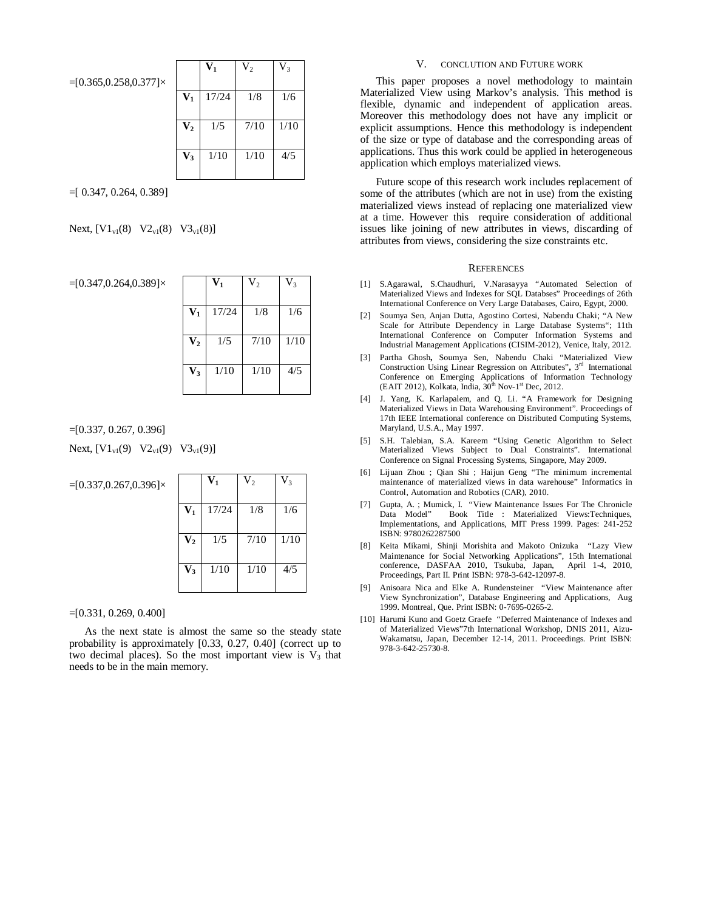=[0.365,0.258,0.377]×

| | $V_1$ | $V_2$ | $V_3$ |
|---|---|---|---|
| $V_1$ | 17/24 | 1/8 | 1/6 |
| $V_2$ | 1/5 | 7/10 | 1/10 |
| $V_3$ | 1/10 | 1/10 | 4/5 |

=[ 0.347, 0.264, 0.389]

Next, $[V1_{v1}(8)\quad V2_{v1}(8)\quad V3_{v1}(8)]$

=[0.347,0.264,0.389]×

| | $V_1$ | $V_2$ | $V_3$ |
|---|---|---|---|
| $V_1$ | 17/24 | 1/8 | 1/6 |
| $V_2$ | 1/5 | 7/10 | 1/10 |
| $V_3$ | 1/10 | 1/10 | 4/5 |

=[0.337, 0.267, 0.396]

Next, $[V1_{v1}(9)\quad V2_{v1}(9)\quad V3_{v1}(9)]$

=[0.337,0.267,0.396]×

| | $V_1$ | $V_2$ | $V_3$ |
|---|---|---|---|
| $V_1$ | 17/24 | 1/8 | 1/6 |
| $V_2$ | 1/5 | 7/10 | 1/10 |
| $V_3$ | 1/10 | 1/10 | 4/5 |

=[0.331, 0.269, 0.400]

As the next state is almost the same so the steady state probability is approximately [0.33, 0.27, 0.40] (correct up to two decimal places). So the most important view is $V_3$ that needs to be in the main memory.

## V. CONCLUTION AND FUTURE WORK

This paper proposes a novel methodology to maintain Materialized View using Markov's analysis. This method is flexible, dynamic and independent of application areas. Moreover this methodology does not have any implicit or explicit assumptions. Hence this methodology is independent of the size or type of database and the corresponding areas of applications. Thus this work could be applied in heterogeneous application which employs materialized views.

Future scope of this research work includes replacement of some of the attributes (which are not in use) from the existing materialized views instead of replacing one materialized view at a time. However this require consideration of additional issues like joining of new attributes in views, discarding of attributes from views, considering the size constraints etc.

## REFERENCES

[1] S.Agarawal, S.Chaudhuri, V.Narasayya "Automated Selection of Materialized Views and Indexes for SQL Databses" Proceedings of 26th International Conference on Very Large Databases, Cairo, Egypt, 2000.

[2] Soumya Sen, Anjan Dutta, Agostino Cortesi, Nabendu Chaki; "A New Scale for Attribute Dependency in Large Database Systems"; 11th International Conference on Computer Information Systems and Industrial Management Applications (CISIM-2012), Venice, Italy, 2012.

[3] Partha Ghosh, Soumya Sen, Nabendu Chaki "Materialized View Construction Using Linear Regression on Attributes", 3rd International Conference on Emerging Applications of Information Technology (EAIT 2012), Kolkata, India, 30th Nov-1st Dec, 2012.

[4] J. Yang, K. Karlapalem, and Q. Li. "A Framework for Designing Materialized Views in Data Warehousing Environment". Proceedings of 17th IEEE International conference on Distributed Computing Systems, Maryland, U.S.A., May 1997.

[5] S.H. Talebian, S.A. Kareem "Using Genetic Algorithm to Select Materialized Views Subject to Dual Constraints". International Conference on Signal Processing Systems, Singapore, May 2009.

[6] Lijuan Zhou ; Qian Shi ; Haijun Geng "The minimum incremental maintenance of materialized views in data warehouse" Informatics in Control, Automation and Robotics (CAR), 2010.

[7] Gupta, A. ; Mumick, I. "View Maintenance Issues For The Chronicle Data Model" Book Title : Materialized Views:Techniques, Implementations, and Applications, MIT Press 1999. Pages: 241-252 ISBN: 9780262287500

[8] Keita Mikami, Shinji Morishita and Makoto Onizuka "Lazy View Maintenance for Social Networking Applications", 15th International conference, DASFAA 2010, Tsukuba, Japan, April 1-4, 2010, Proceedings, Part II. Print ISBN: 978-3-642-12097-8.

[9] Anisoara Nica and Elke A. Rundensteiner "View Maintenance after View Synchronization", Database Engineering and Applications, Aug 1999. Montreal, Que. Print ISBN: 0-7695-0265-2.

[10] Harumi Kuno and Goetz Graefe "Deferred Maintenance of Indexes and of Materialized Views"7th International Workshop, DNIS 2011, Aizu-Wakamatsu, Japan, December 12-14, 2011. Proceedings. Print ISBN: 978-3-642-25730-8.